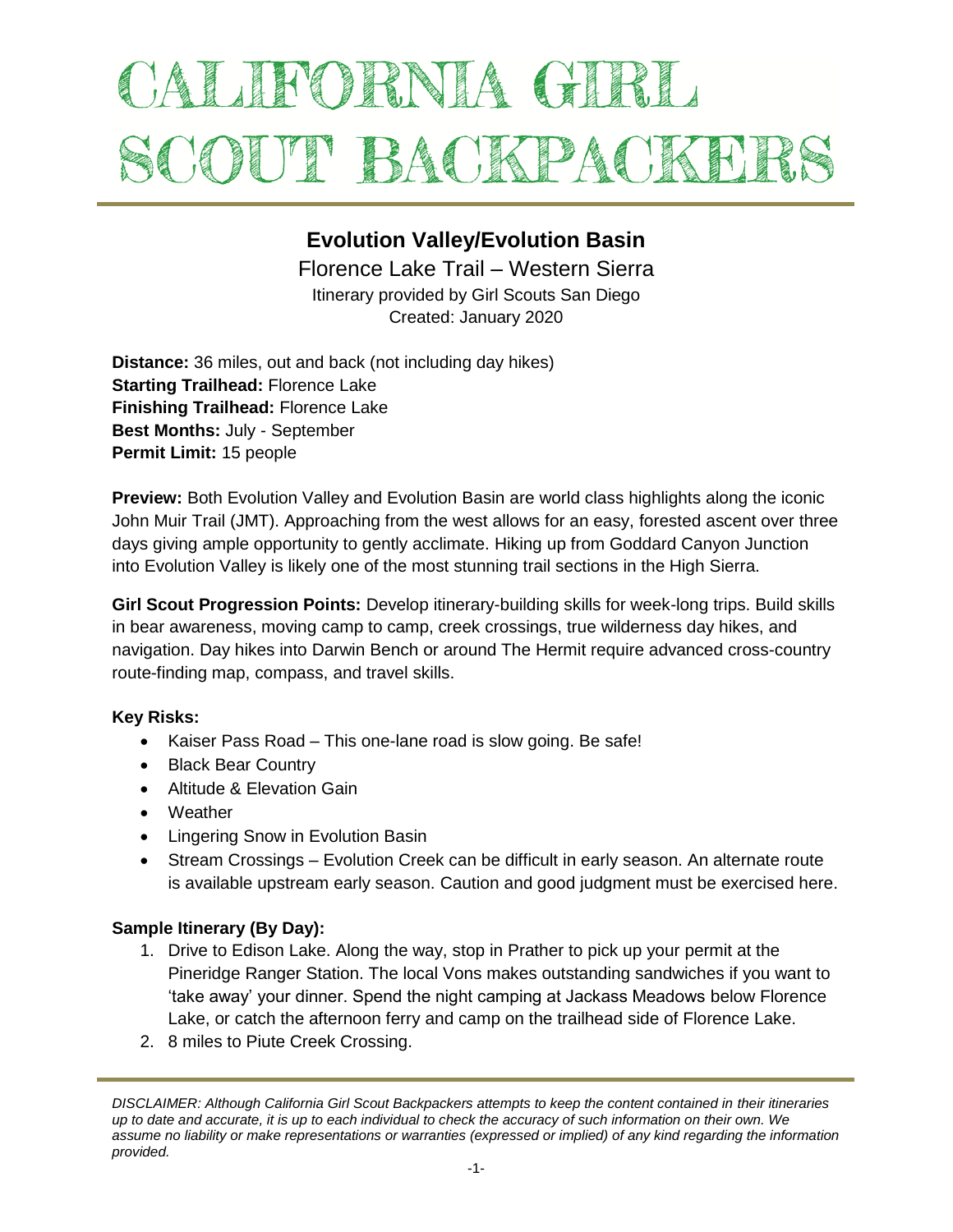# CALIFORNIA GIRL SCOUT BACKPACKERS

## Evolution Valley/Evolution Basin

Florence Lake Trail – Western Sierra

Itinerary provided by Girl Scouts San Diego

Created: January 2020

**Distance:** 36 miles, out and back (not including day hikes)
**Starting Trailhead:** Florence Lake
**Finishing Trailhead:** Florence Lake
**Best Months:** July - September
**Permit Limit:** 15 people

**Preview:** Both Evolution Valley and Evolution Basin are world class highlights along the iconic John Muir Trail (JMT). Approaching from the west allows for an easy, forested ascent over three days giving ample opportunity to gently acclimate. Hiking up from Goddard Canyon Junction into Evolution Valley is likely one of the most stunning trail sections in the High Sierra.

**Girl Scout Progression Points:** Develop itinerary-building skills for week-long trips. Build skills in bear awareness, moving camp to camp, creek crossings, true wilderness day hikes, and navigation. Day hikes into Darwin Bench or around The Hermit require advanced cross-country route-finding map, compass, and travel skills.

**Key Risks:**

- Kaiser Pass Road – This one-lane road is slow going. Be safe!
- Black Bear Country
- Altitude & Elevation Gain
- Weather
- Lingering Snow in Evolution Basin
- Stream Crossings – Evolution Creek can be difficult in early season. An alternate route is available upstream early season. Caution and good judgment must be exercised here.

**Sample Itinerary (By Day):**

1. Drive to Edison Lake. Along the way, stop in Prather to pick up your permit at the Pineridge Ranger Station. The local Vons makes outstanding sandwiches if you want to 'take away' your dinner. Spend the night camping at Jackass Meadows below Florence Lake, or catch the afternoon ferry and camp on the trailhead side of Florence Lake.
2. 8 miles to Piute Creek Crossing.

*DISCLAIMER: Although California Girl Scout Backpackers attempts to keep the content contained in their itineraries up to date and accurate, it is up to each individual to check the accuracy of such information on their own. We assume no liability or make representations or warranties (expressed or implied) of any kind regarding the information provided.*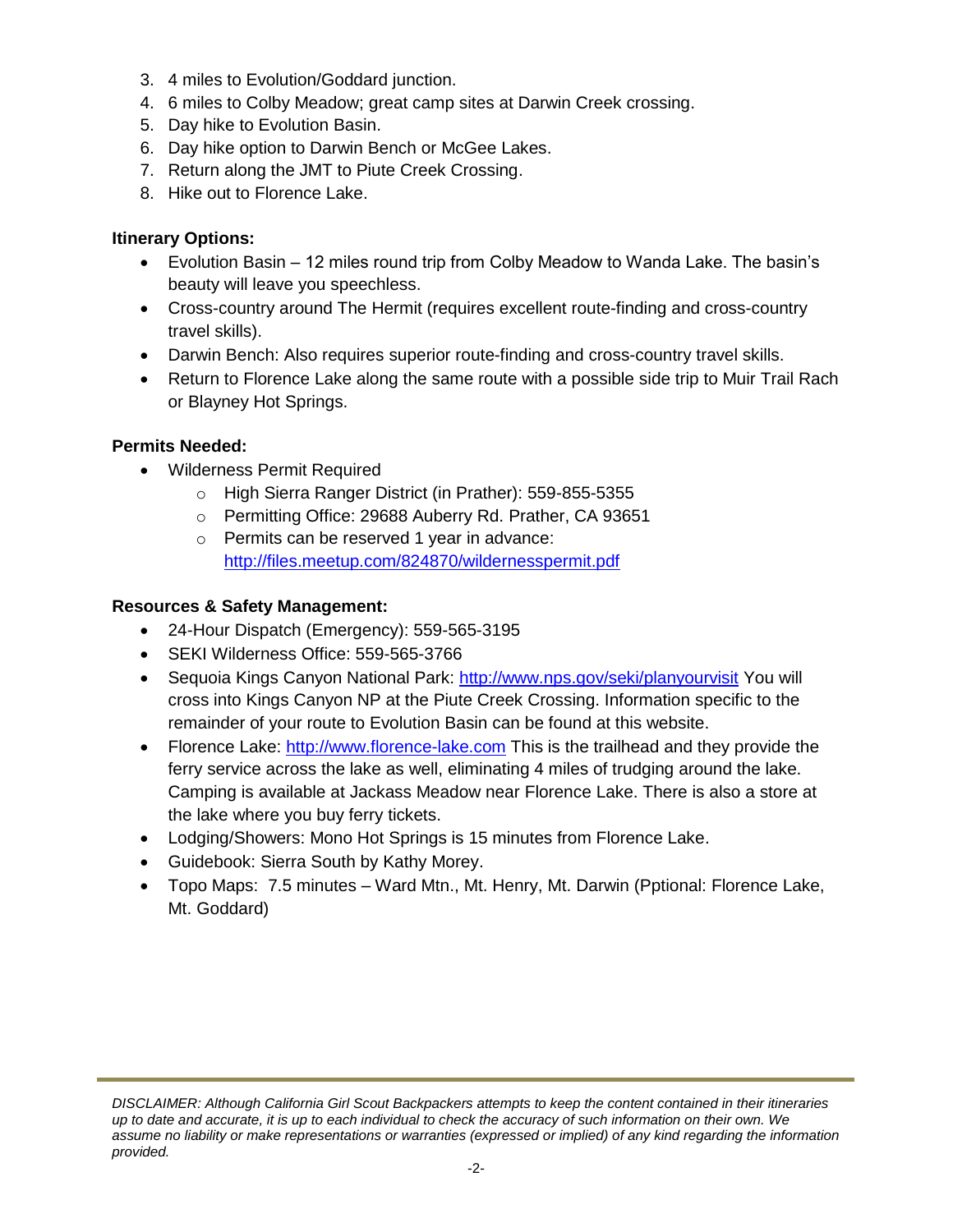3. 4 miles to Evolution/Goddard junction.
4. 6 miles to Colby Meadow; great camp sites at Darwin Creek crossing.
5. Day hike to Evolution Basin.
6. Day hike option to Darwin Bench or McGee Lakes.
7. Return along the JMT to Piute Creek Crossing.
8. Hike out to Florence Lake.

**Itinerary Options:**

- Evolution Basin – 12 miles round trip from Colby Meadow to Wanda Lake. The basin's beauty will leave you speechless.
- Cross-country around The Hermit (requires excellent route-finding and cross-country travel skills).
- Darwin Bench: Also requires superior route-finding and cross-country travel skills.
- Return to Florence Lake along the same route with a possible side trip to Muir Trail Rach or Blayney Hot Springs.

**Permits Needed:**

- Wilderness Permit Required
  - High Sierra Ranger District (in Prather): 559-855-5355
  - Permitting Office: 29688 Auberry Rd. Prather, CA 93651
  - Permits can be reserved 1 year in advance: http://files.meetup.com/824870/wildernesspermit.pdf

**Resources & Safety Management:**

- 24-Hour Dispatch (Emergency): 559-565-3195
- SEKI Wilderness Office: 559-565-3766
- Sequoia Kings Canyon National Park: http://www.nps.gov/seki/planyourvisit You will cross into Kings Canyon NP at the Piute Creek Crossing. Information specific to the remainder of your route to Evolution Basin can be found at this website.
- Florence Lake: http://www.florence-lake.com This is the trailhead and they provide the ferry service across the lake as well, eliminating 4 miles of trudging around the lake. Camping is available at Jackass Meadow near Florence Lake. There is also a store at the lake where you buy ferry tickets.
- Lodging/Showers: Mono Hot Springs is 15 minutes from Florence Lake.
- Guidebook: Sierra South by Kathy Morey.
- Topo Maps: 7.5 minutes – Ward Mtn., Mt. Henry, Mt. Darwin (Pptional: Florence Lake, Mt. Goddard)

*DISCLAIMER: Although California Girl Scout Backpackers attempts to keep the content contained in their itineraries up to date and accurate, it is up to each individual to check the accuracy of such information on their own. We assume no liability or make representations or warranties (expressed or implied) of any kind regarding the information provided.*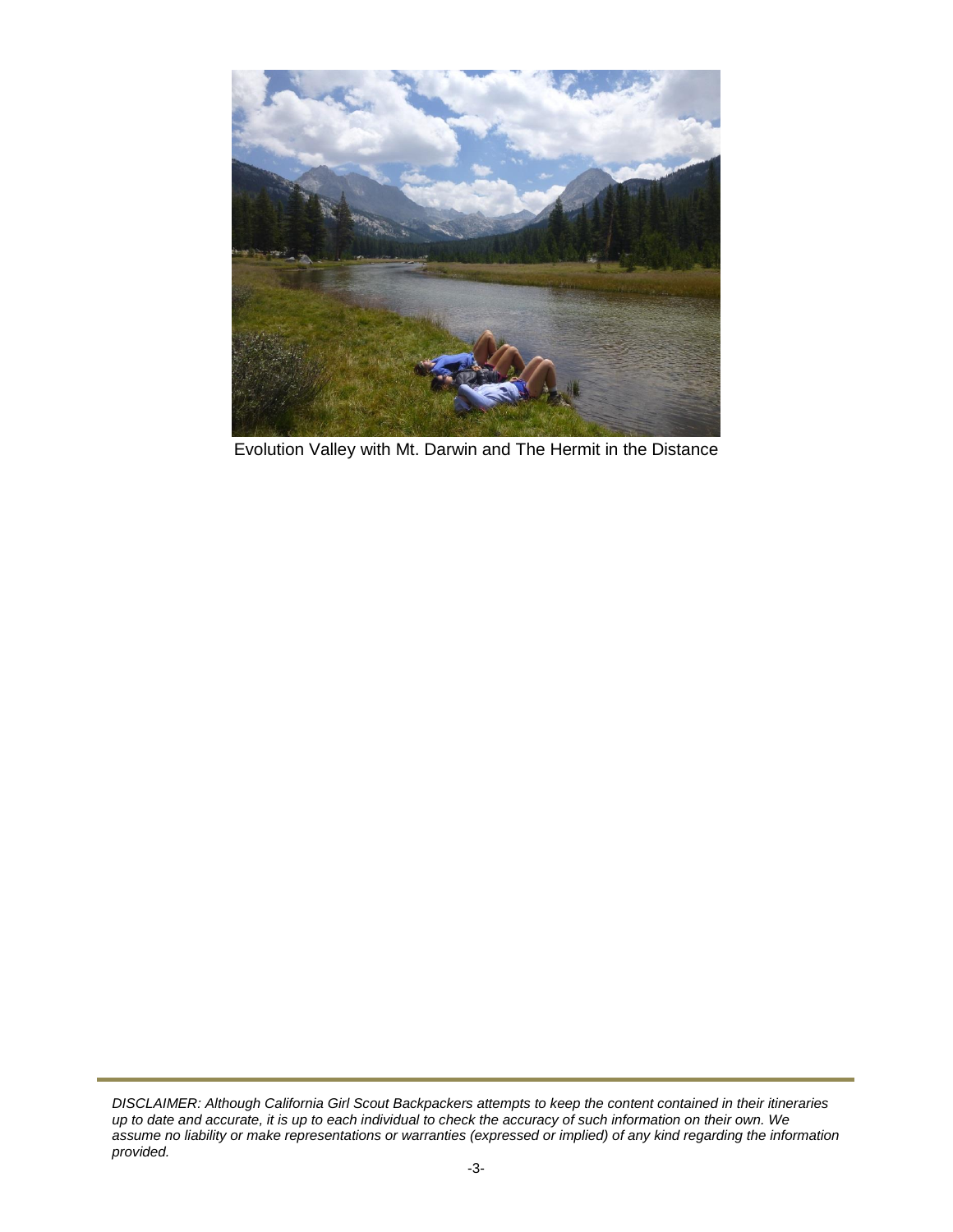Evolution Valley with Mt. Darwin and The Hermit in the Distance

*DISCLAIMER: Although California Girl Scout Backpackers attempts to keep the content contained in their itineraries up to date and accurate, it is up to each individual to check the accuracy of such information on their own. We assume no liability or make representations or warranties (expressed or implied) of any kind regarding the information provided.*